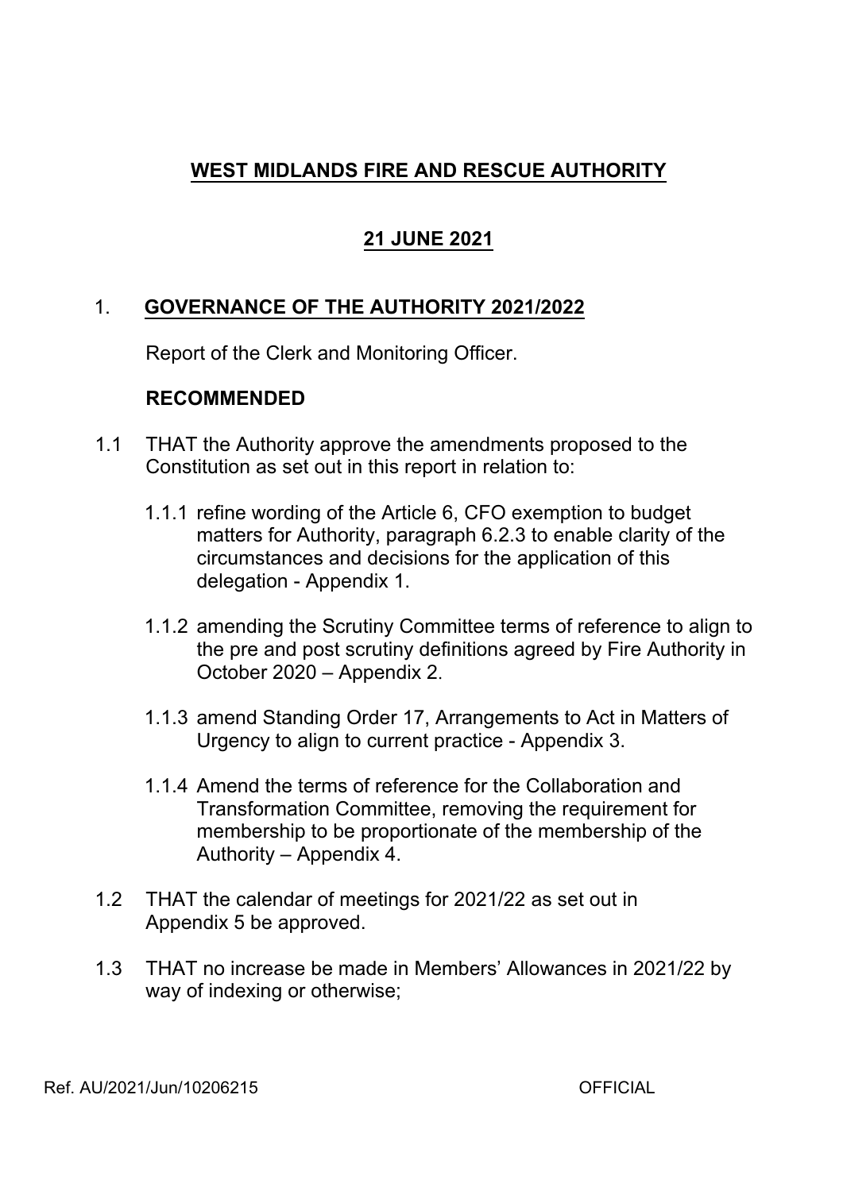# WEST MIDLANDS FIRE AND RESCUE AUTHORITY

## 21 JUNE 2021

## 1. GOVERNANCE OF THE AUTHORITY 2021/2022

Report of the Clerk and Monitoring Officer.

**RECOMMENDED**

1.1 THAT the Authority approve the amendments proposed to the Constitution as set out in this report in relation to:

1.1.1 refine wording of the Article 6, CFO exemption to budget matters for Authority, paragraph 6.2.3 to enable clarity of the circumstances and decisions for the application of this delegation - Appendix 1.

1.1.2 amending the Scrutiny Committee terms of reference to align to the pre and post scrutiny definitions agreed by Fire Authority in October 2020 – Appendix 2.

1.1.3 amend Standing Order 17, Arrangements to Act in Matters of Urgency to align to current practice - Appendix 3.

1.1.4 Amend the terms of reference for the Collaboration and Transformation Committee, removing the requirement for membership to be proportionate of the membership of the Authority – Appendix 4.

1.2 THAT the calendar of meetings for 2021/22 as set out in Appendix 5 be approved.

1.3 THAT no increase be made in Members' Allowances in 2021/22 by way of indexing or otherwise;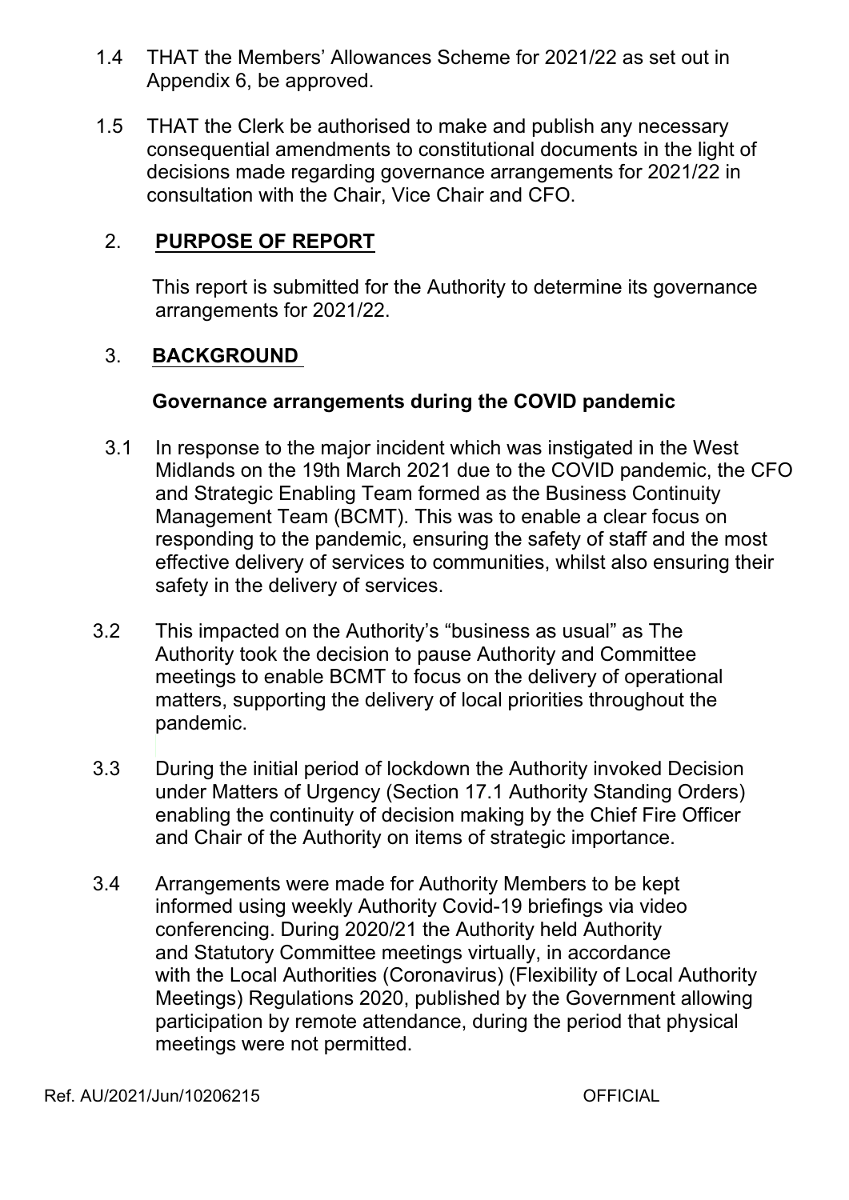1.4 THAT the Members' Allowances Scheme for 2021/22 as set out in Appendix 6, be approved.

1.5 THAT the Clerk be authorised to make and publish any necessary consequential amendments to constitutional documents in the light of decisions made regarding governance arrangements for 2021/22 in consultation with the Chair, Vice Chair and CFO.

## 2. PURPOSE OF REPORT

This report is submitted for the Authority to determine its governance arrangements for 2021/22.

## 3. BACKGROUND

**Governance arrangements during the COVID pandemic**

3.1 In response to the major incident which was instigated in the West Midlands on the 19th March 2021 due to the COVID pandemic, the CFO and Strategic Enabling Team formed as the Business Continuity Management Team (BCMT). This was to enable a clear focus on responding to the pandemic, ensuring the safety of staff and the most effective delivery of services to communities, whilst also ensuring their safety in the delivery of services.

3.2 This impacted on the Authority's "business as usual" as The Authority took the decision to pause Authority and Committee meetings to enable BCMT to focus on the delivery of operational matters, supporting the delivery of local priorities throughout the pandemic.

3.3 During the initial period of lockdown the Authority invoked Decision under Matters of Urgency (Section 17.1 Authority Standing Orders) enabling the continuity of decision making by the Chief Fire Officer and Chair of the Authority on items of strategic importance.

3.4 Arrangements were made for Authority Members to be kept informed using weekly Authority Covid-19 briefings via video conferencing. During 2020/21 the Authority held Authority and Statutory Committee meetings virtually, in accordance with the Local Authorities (Coronavirus) (Flexibility of Local Authority Meetings) Regulations 2020, published by the Government allowing participation by remote attendance, during the period that physical meetings were not permitted.

Ref. AU/2021/Jun/10206215 OFFICIAL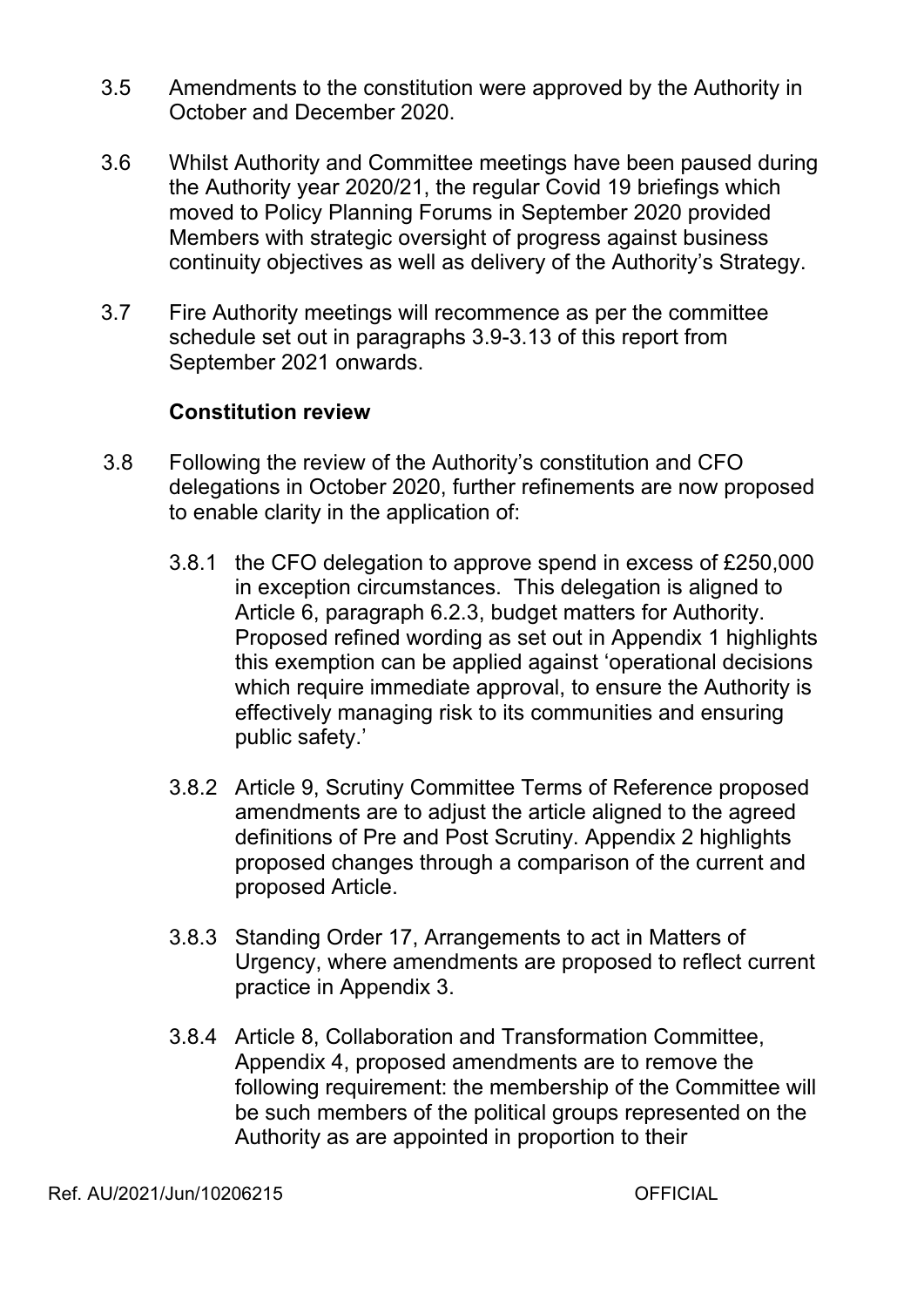3.5 Amendments to the constitution were approved by the Authority in October and December 2020.

3.6 Whilst Authority and Committee meetings have been paused during the Authority year 2020/21, the regular Covid 19 briefings which moved to Policy Planning Forums in September 2020 provided Members with strategic oversight of progress against business continuity objectives as well as delivery of the Authority's Strategy.

3.7 Fire Authority meetings will recommence as per the committee schedule set out in paragraphs 3.9-3.13 of this report from September 2021 onwards.

**Constitution review**

3.8 Following the review of the Authority's constitution and CFO delegations in October 2020, further refinements are now proposed to enable clarity in the application of:

3.8.1 the CFO delegation to approve spend in excess of £250,000 in exception circumstances. This delegation is aligned to Article 6, paragraph 6.2.3, budget matters for Authority. Proposed refined wording as set out in Appendix 1 highlights this exemption can be applied against 'operational decisions which require immediate approval, to ensure the Authority is effectively managing risk to its communities and ensuring public safety.'

3.8.2 Article 9, Scrutiny Committee Terms of Reference proposed amendments are to adjust the article aligned to the agreed definitions of Pre and Post Scrutiny. Appendix 2 highlights proposed changes through a comparison of the current and proposed Article.

3.8.3 Standing Order 17, Arrangements to act in Matters of Urgency, where amendments are proposed to reflect current practice in Appendix 3.

3.8.4 Article 8, Collaboration and Transformation Committee, Appendix 4, proposed amendments are to remove the following requirement: the membership of the Committee will be such members of the political groups represented on the Authority as are appointed in proportion to their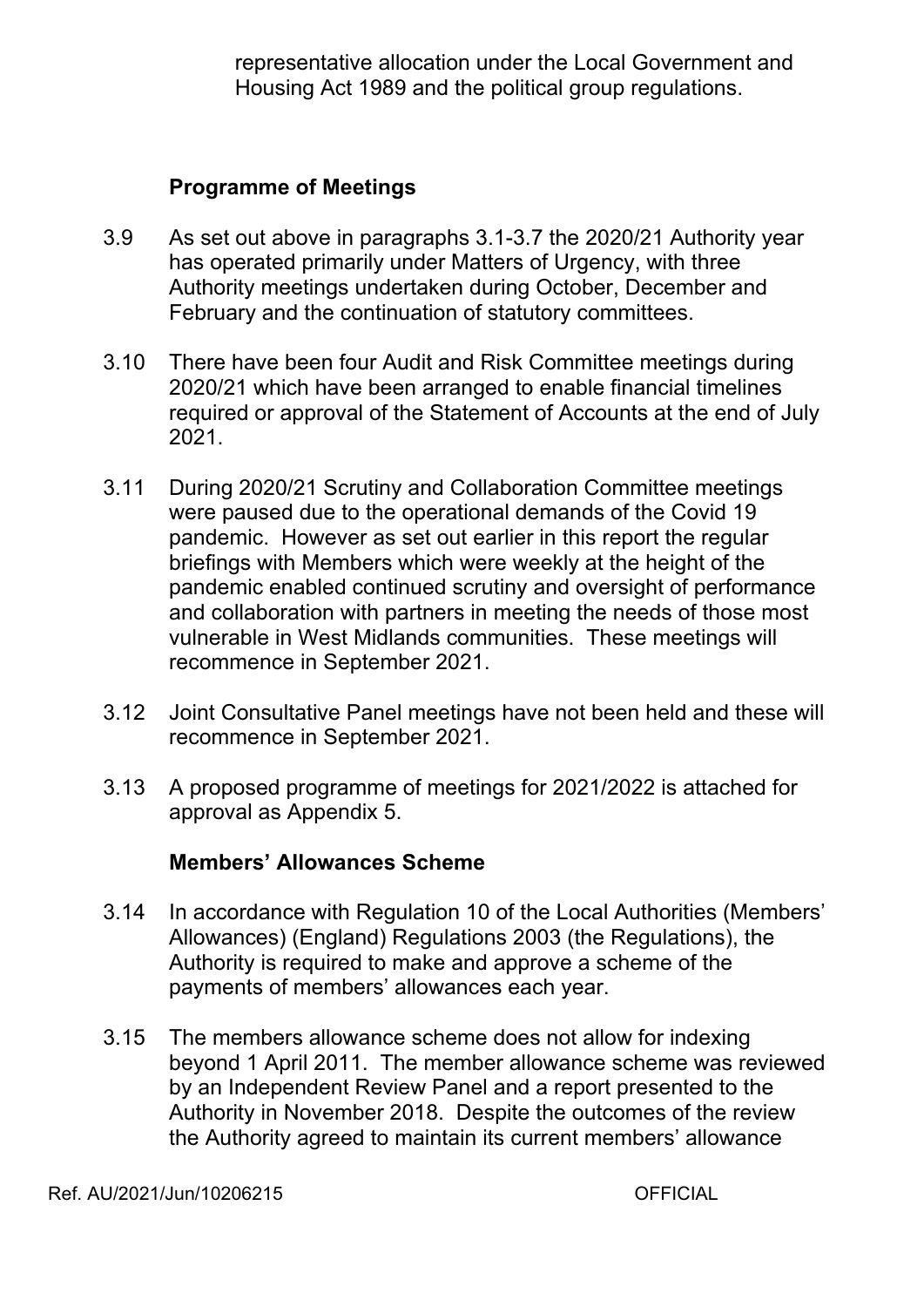representative allocation under the Local Government and Housing Act 1989 and the political group regulations.

## Programme of Meetings

3.9 As set out above in paragraphs 3.1-3.7 the 2020/21 Authority year has operated primarily under Matters of Urgency, with three Authority meetings undertaken during October, December and February and the continuation of statutory committees.

3.10 There have been four Audit and Risk Committee meetings during 2020/21 which have been arranged to enable financial timelines required or approval of the Statement of Accounts at the end of July 2021.

3.11 During 2020/21 Scrutiny and Collaboration Committee meetings were paused due to the operational demands of the Covid 19 pandemic. However as set out earlier in this report the regular briefings with Members which were weekly at the height of the pandemic enabled continued scrutiny and oversight of performance and collaboration with partners in meeting the needs of those most vulnerable in West Midlands communities. These meetings will recommence in September 2021.

3.12 Joint Consultative Panel meetings have not been held and these will recommence in September 2021.

3.13 A proposed programme of meetings for 2021/2022 is attached for approval as Appendix 5.

## Members' Allowances Scheme

3.14 In accordance with Regulation 10 of the Local Authorities (Members' Allowances) (England) Regulations 2003 (the Regulations), the Authority is required to make and approve a scheme of the payments of members' allowances each year.

3.15 The members allowance scheme does not allow for indexing beyond 1 April 2011. The member allowance scheme was reviewed by an Independent Review Panel and a report presented to the Authority in November 2018. Despite the outcomes of the review the Authority agreed to maintain its current members' allowance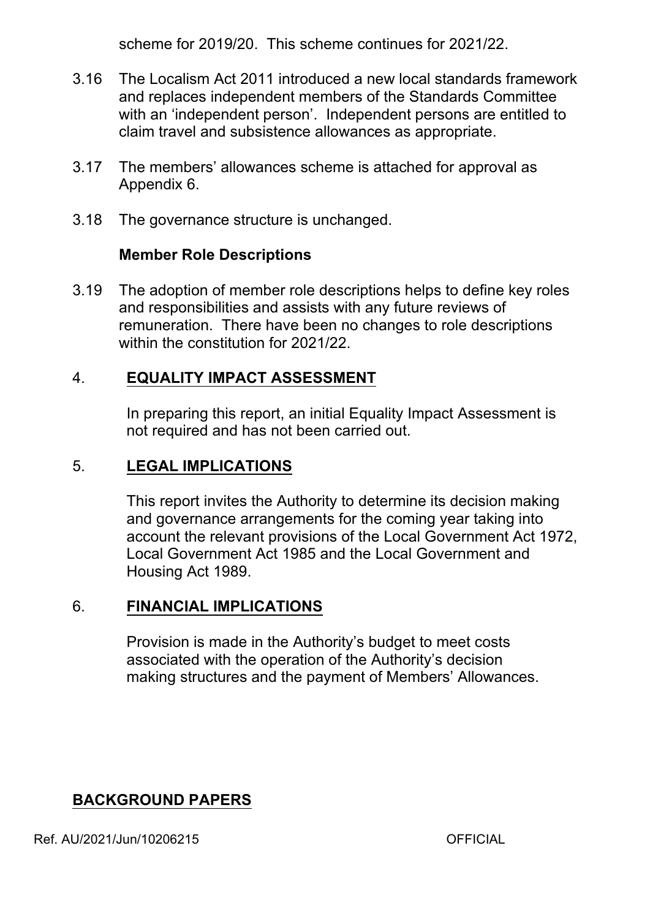scheme for 2019/20. This scheme continues for 2021/22.

3.16 The Localism Act 2011 introduced a new local standards framework and replaces independent members of the Standards Committee with an 'independent person'. Independent persons are entitled to claim travel and subsistence allowances as appropriate.

3.17 The members' allowances scheme is attached for approval as Appendix 6.

3.18 The governance structure is unchanged.

**Member Role Descriptions**

3.19 The adoption of member role descriptions helps to define key roles and responsibilities and assists with any future reviews of remuneration. There have been no changes to role descriptions within the constitution for 2021/22.

## 4. EQUALITY IMPACT ASSESSMENT

In preparing this report, an initial Equality Impact Assessment is not required and has not been carried out.

## 5. LEGAL IMPLICATIONS

This report invites the Authority to determine its decision making and governance arrangements for the coming year taking into account the relevant provisions of the Local Government Act 1972, Local Government Act 1985 and the Local Government and Housing Act 1989.

## 6. FINANCIAL IMPLICATIONS

Provision is made in the Authority's budget to meet costs associated with the operation of the Authority's decision making structures and the payment of Members' Allowances.

## BACKGROUND PAPERS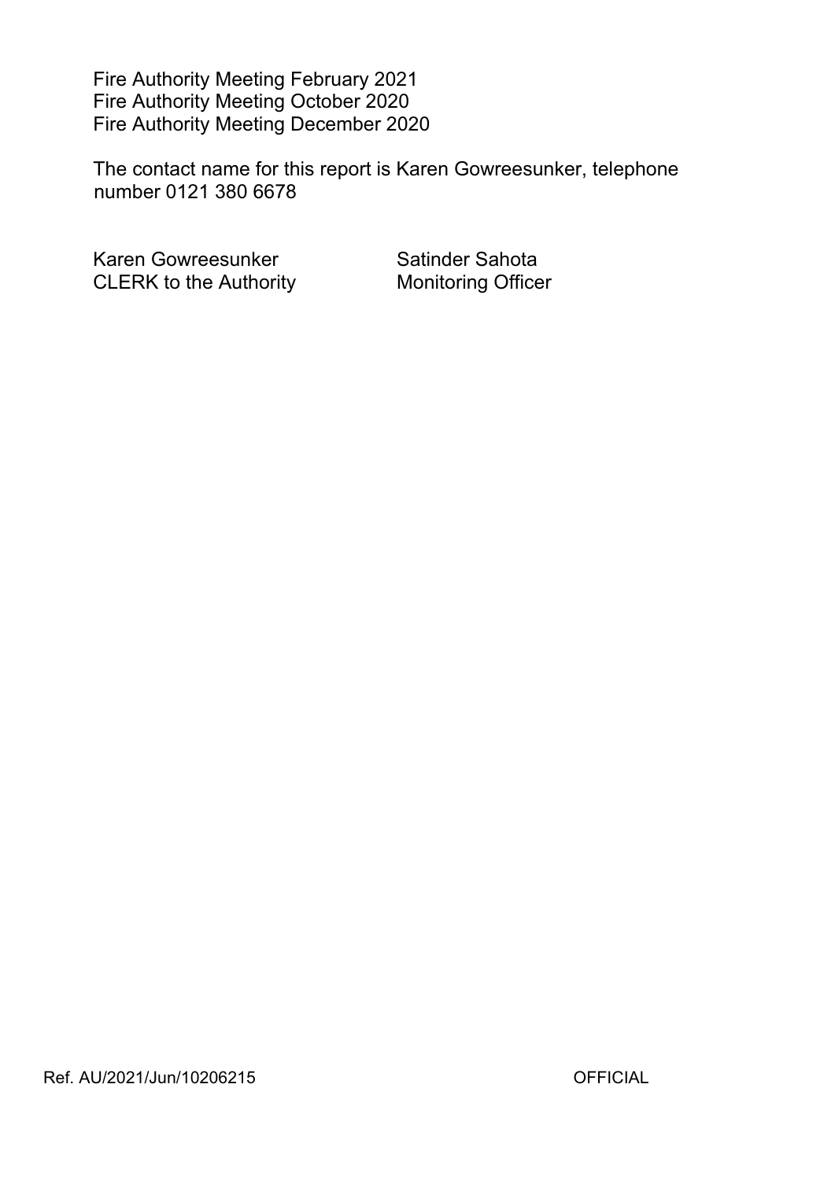Fire Authority Meeting February 2021
Fire Authority Meeting October 2020
Fire Authority Meeting December 2020

The contact name for this report is Karen Gowreesunker, telephone number 0121 380 6678

| Karen Gowreesunker | Satinder Sahota |
| --- | --- |
| CLERK to the Authority | Monitoring Officer |

Ref. AU/2021/Jun/10206215 OFFICIAL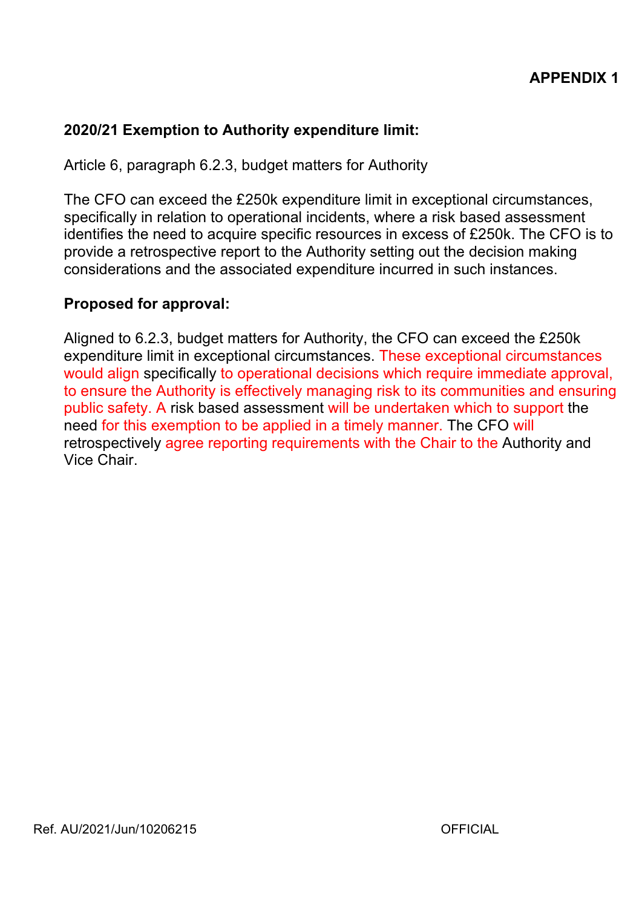**APPENDIX 1**

**2020/21 Exemption to Authority expenditure limit:**

Article 6, paragraph 6.2.3, budget matters for Authority

The CFO can exceed the £250k expenditure limit in exceptional circumstances, specifically in relation to operational incidents, where a risk based assessment identifies the need to acquire specific resources in excess of £250k. The CFO is to provide a retrospective report to the Authority setting out the decision making considerations and the associated expenditure incurred in such instances.

**Proposed for approval:**

Aligned to 6.2.3, budget matters for Authority, the CFO can exceed the £250k expenditure limit in exceptional circumstances. These exceptional circumstances would align specifically to operational decisions which require immediate approval, to ensure the Authority is effectively managing risk to its communities and ensuring public safety. A risk based assessment will be undertaken which to support the need for this exemption to be applied in a timely manner. The CFO will retrospectively agree reporting requirements with the Chair to the Authority and Vice Chair.

Ref. AU/2021/Jun/10206215

OFFICIAL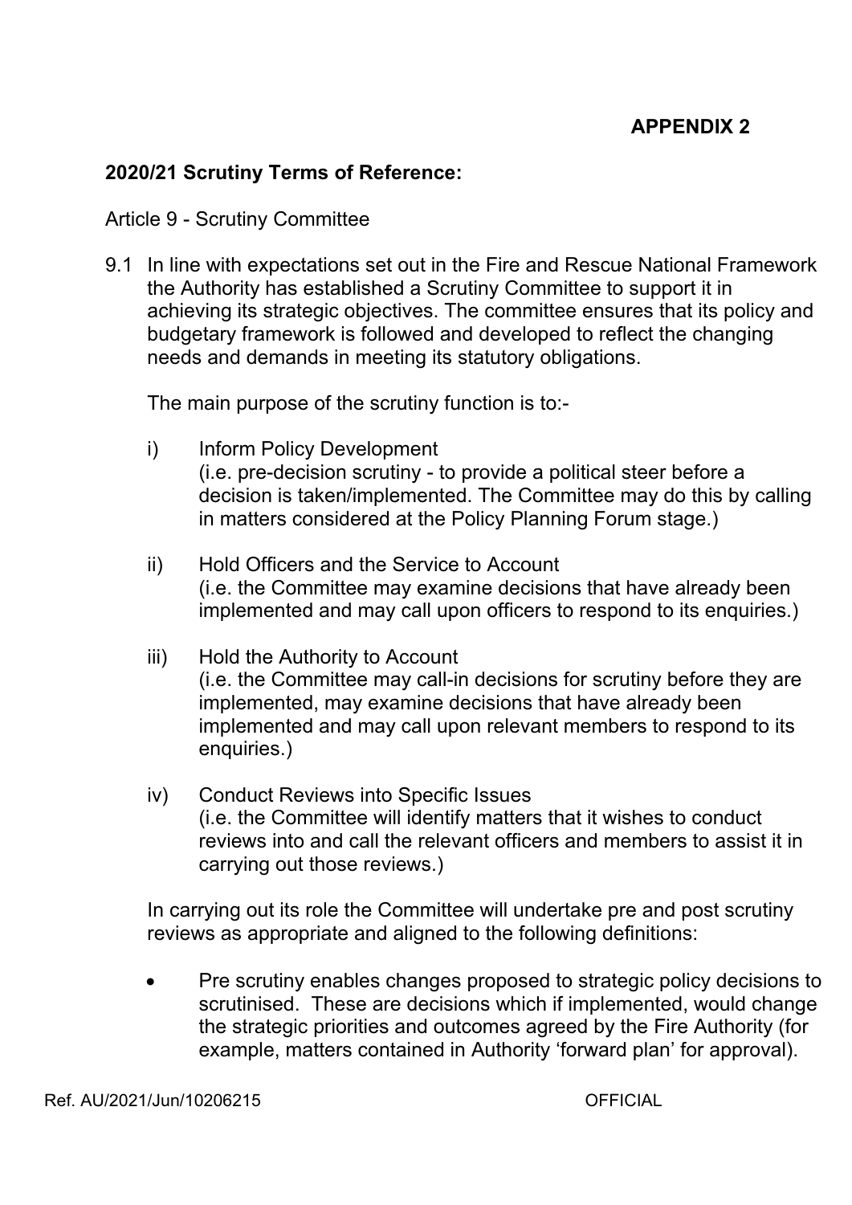**APPENDIX 2**

**2020/21 Scrutiny Terms of Reference:**

Article 9 - Scrutiny Committee

9.1 In line with expectations set out in the Fire and Rescue National Framework the Authority has established a Scrutiny Committee to support it in achieving its strategic objectives. The committee ensures that its policy and budgetary framework is followed and developed to reflect the changing needs and demands in meeting its statutory obligations.

The main purpose of the scrutiny function is to:-

i) Inform Policy Development
(i.e. pre-decision scrutiny - to provide a political steer before a decision is taken/implemented. The Committee may do this by calling in matters considered at the Policy Planning Forum stage.)

ii) Hold Officers and the Service to Account
(i.e. the Committee may examine decisions that have already been implemented and may call upon officers to respond to its enquiries.)

iii) Hold the Authority to Account
(i.e. the Committee may call-in decisions for scrutiny before they are implemented, may examine decisions that have already been implemented and may call upon relevant members to respond to its enquiries.)

iv) Conduct Reviews into Specific Issues
(i.e. the Committee will identify matters that it wishes to conduct reviews into and call the relevant officers and members to assist it in carrying out those reviews.)

In carrying out its role the Committee will undertake pre and post scrutiny reviews as appropriate and aligned to the following definitions:

- Pre scrutiny enables changes proposed to strategic policy decisions to scrutinised. These are decisions which if implemented, would change the strategic priorities and outcomes agreed by the Fire Authority (for example, matters contained in Authority 'forward plan' for approval).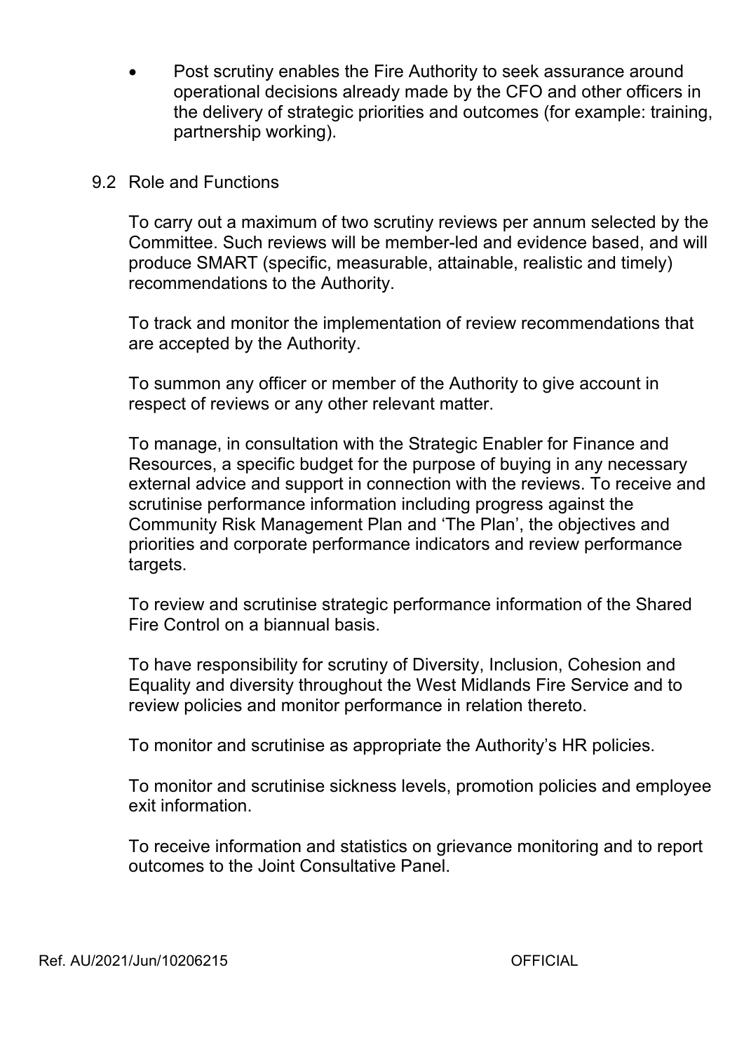- Post scrutiny enables the Fire Authority to seek assurance around operational decisions already made by the CFO and other officers in the delivery of strategic priorities and outcomes (for example: training, partnership working).

9.2 Role and Functions

To carry out a maximum of two scrutiny reviews per annum selected by the Committee. Such reviews will be member-led and evidence based, and will produce SMART (specific, measurable, attainable, realistic and timely) recommendations to the Authority.

To track and monitor the implementation of review recommendations that are accepted by the Authority.

To summon any officer or member of the Authority to give account in respect of reviews or any other relevant matter.

To manage, in consultation with the Strategic Enabler for Finance and Resources, a specific budget for the purpose of buying in any necessary external advice and support in connection with the reviews. To receive and scrutinise performance information including progress against the Community Risk Management Plan and 'The Plan', the objectives and priorities and corporate performance indicators and review performance targets.

To review and scrutinise strategic performance information of the Shared Fire Control on a biannual basis.

To have responsibility for scrutiny of Diversity, Inclusion, Cohesion and Equality and diversity throughout the West Midlands Fire Service and to review policies and monitor performance in relation thereto.

To monitor and scrutinise as appropriate the Authority's HR policies.

To monitor and scrutinise sickness levels, promotion policies and employee exit information.

To receive information and statistics on grievance monitoring and to report outcomes to the Joint Consultative Panel.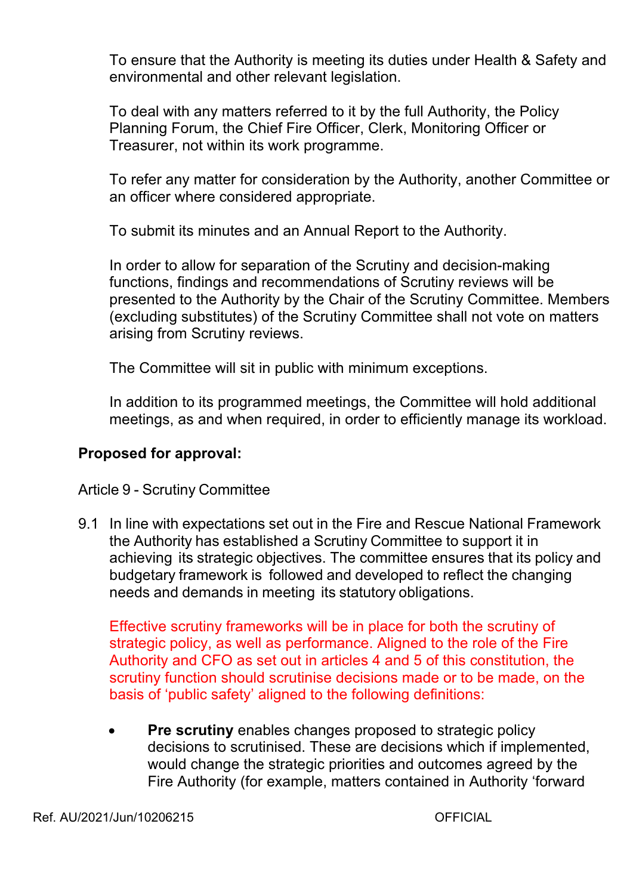To ensure that the Authority is meeting its duties under Health & Safety and environmental and other relevant legislation.

To deal with any matters referred to it by the full Authority, the Policy Planning Forum, the Chief Fire Officer, Clerk, Monitoring Officer or Treasurer, not within its work programme.

To refer any matter for consideration by the Authority, another Committee or an officer where considered appropriate.

To submit its minutes and an Annual Report to the Authority.

In order to allow for separation of the Scrutiny and decision-making functions, findings and recommendations of Scrutiny reviews will be presented to the Authority by the Chair of the Scrutiny Committee. Members (excluding substitutes) of the Scrutiny Committee shall not vote on matters arising from Scrutiny reviews.

The Committee will sit in public with minimum exceptions.

In addition to its programmed meetings, the Committee will hold additional meetings, as and when required, in order to efficiently manage its workload.

**Proposed for approval:**

Article 9 - Scrutiny Committee

9.1 In line with expectations set out in the Fire and Rescue National Framework the Authority has established a Scrutiny Committee to support it in achieving its strategic objectives. The committee ensures that its policy and budgetary framework is followed and developed to reflect the changing needs and demands in meeting its statutory obligations.

Effective scrutiny frameworks will be in place for both the scrutiny of strategic policy, as well as performance. Aligned to the role of the Fire Authority and CFO as set out in articles 4 and 5 of this constitution, the scrutiny function should scrutinise decisions made or to be made, on the basis of 'public safety' aligned to the following definitions:

- **Pre scrutiny** enables changes proposed to strategic policy decisions to scrutinised. These are decisions which if implemented, would change the strategic priorities and outcomes agreed by the Fire Authority (for example, matters contained in Authority 'forward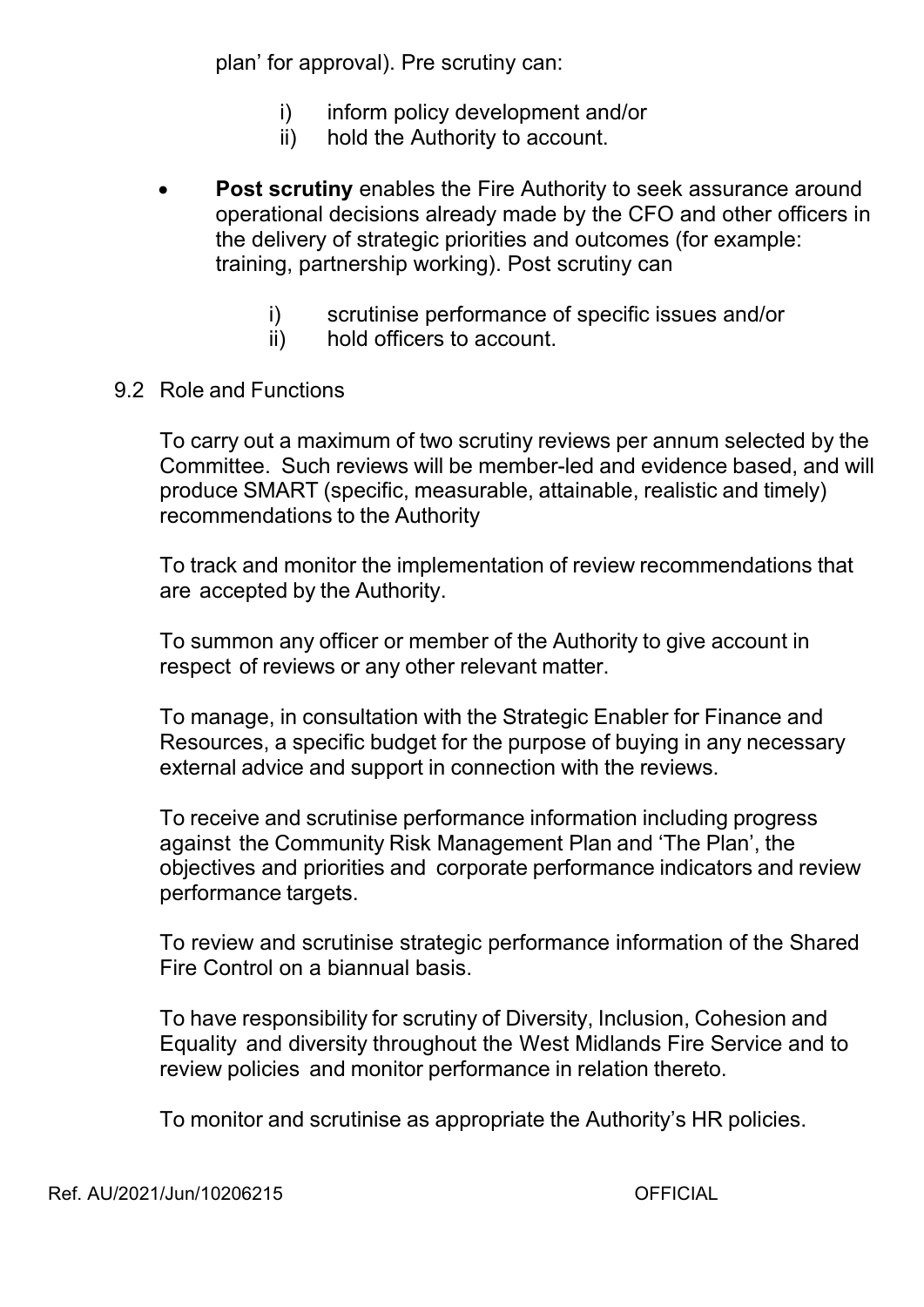plan' for approval). Pre scrutiny can:

i) inform policy development and/or
ii) hold the Authority to account.

- **Post scrutiny** enables the Fire Authority to seek assurance around operational decisions already made by the CFO and other officers in the delivery of strategic priorities and outcomes (for example: training, partnership working). Post scrutiny can

  i) scrutinise performance of specific issues and/or
  ii) hold officers to account.

9.2 Role and Functions

To carry out a maximum of two scrutiny reviews per annum selected by the Committee. Such reviews will be member-led and evidence based, and will produce SMART (specific, measurable, attainable, realistic and timely) recommendations to the Authority

To track and monitor the implementation of review recommendations that are accepted by the Authority.

To summon any officer or member of the Authority to give account in respect of reviews or any other relevant matter.

To manage, in consultation with the Strategic Enabler for Finance and Resources, a specific budget for the purpose of buying in any necessary external advice and support in connection with the reviews.

To receive and scrutinise performance information including progress against the Community Risk Management Plan and 'The Plan', the objectives and priorities and corporate performance indicators and review performance targets.

To review and scrutinise strategic performance information of the Shared Fire Control on a biannual basis.

To have responsibility for scrutiny of Diversity, Inclusion, Cohesion and Equality and diversity throughout the West Midlands Fire Service and to review policies and monitor performance in relation thereto.

To monitor and scrutinise as appropriate the Authority's HR policies.

Ref. AU/2021/Jun/10206215 OFFICIAL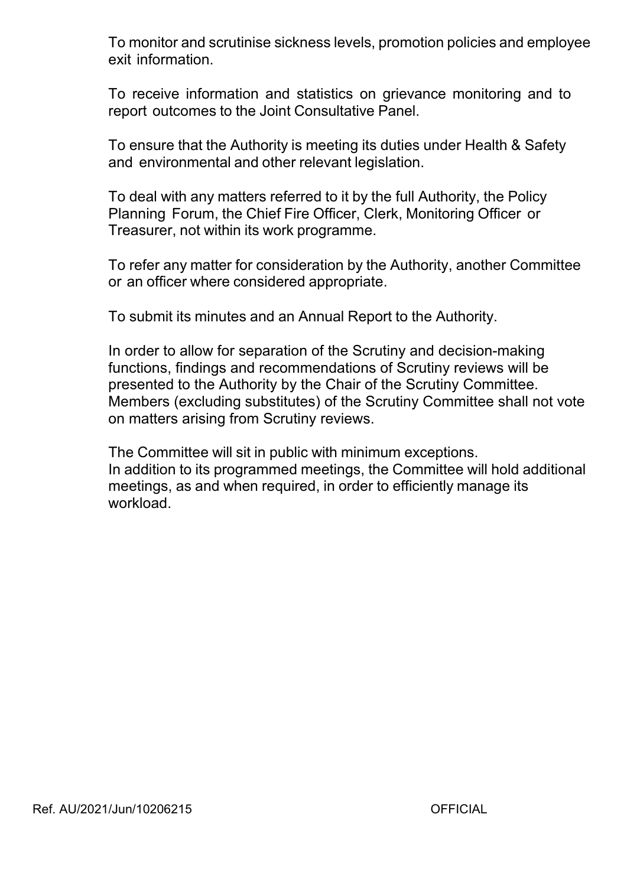To monitor and scrutinise sickness levels, promotion policies and employee exit information.

To receive information and statistics on grievance monitoring and to report outcomes to the Joint Consultative Panel.

To ensure that the Authority is meeting its duties under Health & Safety and environmental and other relevant legislation.

To deal with any matters referred to it by the full Authority, the Policy Planning Forum, the Chief Fire Officer, Clerk, Monitoring Officer or Treasurer, not within its work programme.

To refer any matter for consideration by the Authority, another Committee or an officer where considered appropriate.

To submit its minutes and an Annual Report to the Authority.

In order to allow for separation of the Scrutiny and decision-making functions, findings and recommendations of Scrutiny reviews will be presented to the Authority by the Chair of the Scrutiny Committee. Members (excluding substitutes) of the Scrutiny Committee shall not vote on matters arising from Scrutiny reviews.

The Committee will sit in public with minimum exceptions.
In addition to its programmed meetings, the Committee will hold additional meetings, as and when required, in order to efficiently manage its workload.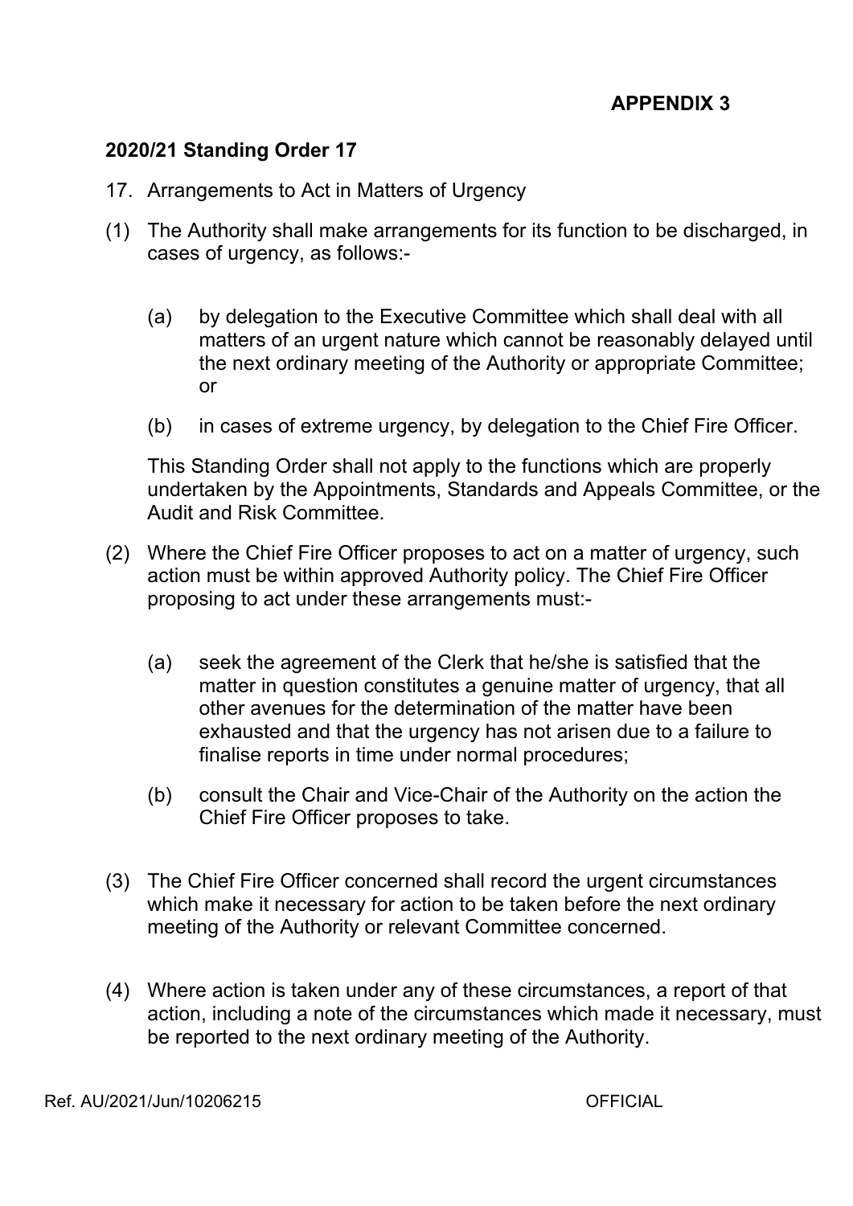**APPENDIX 3**

**2020/21 Standing Order 17**

17. Arrangements to Act in Matters of Urgency

(1) The Authority shall make arrangements for its function to be discharged, in cases of urgency, as follows:-

   (a) by delegation to the Executive Committee which shall deal with all matters of an urgent nature which cannot be reasonably delayed until the next ordinary meeting of the Authority or appropriate Committee; or

   (b) in cases of extreme urgency, by delegation to the Chief Fire Officer.

   This Standing Order shall not apply to the functions which are properly undertaken by the Appointments, Standards and Appeals Committee, or the Audit and Risk Committee.

(2) Where the Chief Fire Officer proposes to act on a matter of urgency, such action must be within approved Authority policy. The Chief Fire Officer proposing to act under these arrangements must:-

   (a) seek the agreement of the Clerk that he/she is satisfied that the matter in question constitutes a genuine matter of urgency, that all other avenues for the determination of the matter have been exhausted and that the urgency has not arisen due to a failure to finalise reports in time under normal procedures;

   (b) consult the Chair and Vice-Chair of the Authority on the action the Chief Fire Officer proposes to take.

(3) The Chief Fire Officer concerned shall record the urgent circumstances which make it necessary for action to be taken before the next ordinary meeting of the Authority or relevant Committee concerned.

(4) Where action is taken under any of these circumstances, a report of that action, including a note of the circumstances which made it necessary, must be reported to the next ordinary meeting of the Authority.

Ref. AU/2021/Jun/10206215 OFFICIAL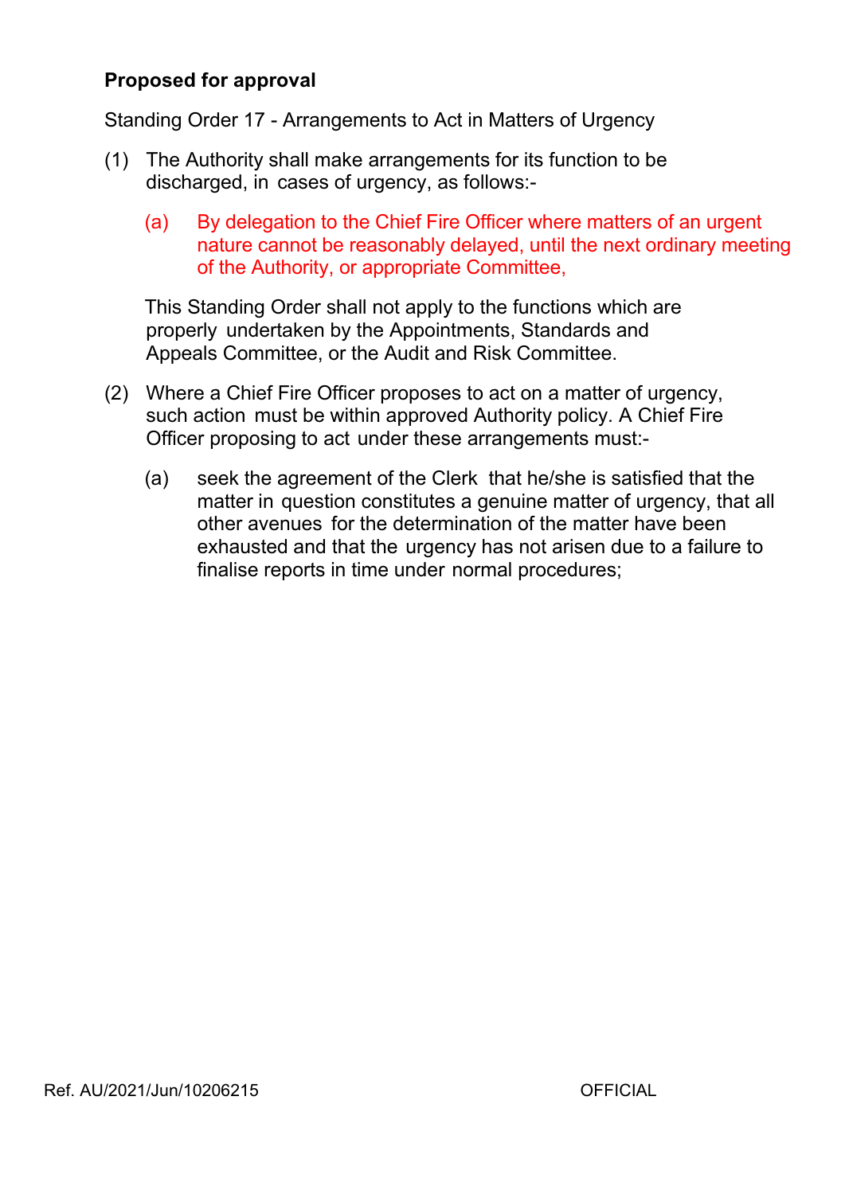**Proposed for approval**

Standing Order 17 - Arrangements to Act in Matters of Urgency

(1) The Authority shall make arrangements for its function to be discharged, in cases of urgency, as follows:-

   (a) By delegation to the Chief Fire Officer where matters of an urgent nature cannot be reasonably delayed, until the next ordinary meeting of the Authority, or appropriate Committee,

   This Standing Order shall not apply to the functions which are properly undertaken by the Appointments, Standards and Appeals Committee, or the Audit and Risk Committee.

(2) Where a Chief Fire Officer proposes to act on a matter of urgency, such action must be within approved Authority policy. A Chief Fire Officer proposing to act under these arrangements must:-

   (a) seek the agreement of the Clerk that he/she is satisfied that the matter in question constitutes a genuine matter of urgency, that all other avenues for the determination of the matter have been exhausted and that the urgency has not arisen due to a failure to finalise reports in time under normal procedures;

Ref. AU/2021/Jun/10206215 OFFICIAL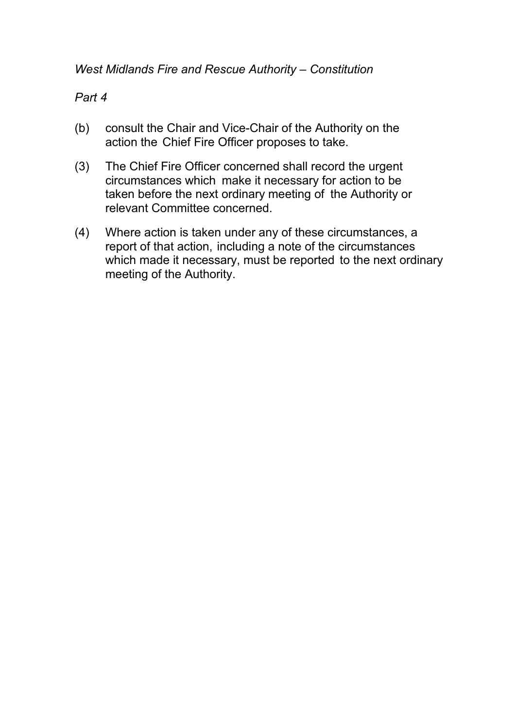(b) consult the Chair and Vice-Chair of the Authority on the action the Chief Fire Officer proposes to take.

(3) The Chief Fire Officer concerned shall record the urgent circumstances which make it necessary for action to be taken before the next ordinary meeting of the Authority or relevant Committee concerned.

(4) Where action is taken under any of these circumstances, a report of that action, including a note of the circumstances which made it necessary, must be reported to the next ordinary meeting of the Authority.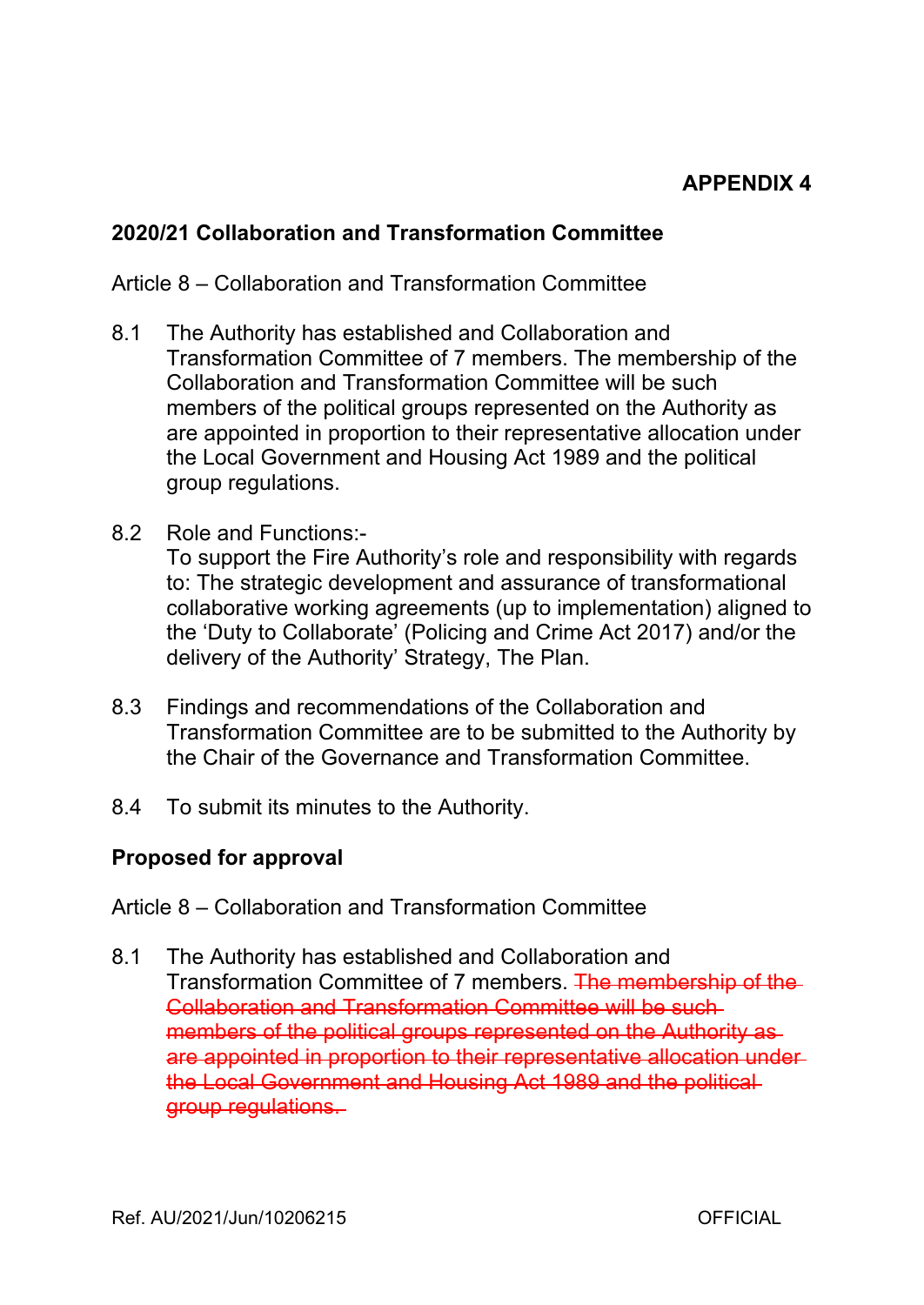**APPENDIX 4**

**2020/21 Collaboration and Transformation Committee**

Article 8 – Collaboration and Transformation Committee

8.1 The Authority has established and Collaboration and Transformation Committee of 7 members. The membership of the Collaboration and Transformation Committee will be such members of the political groups represented on the Authority as are appointed in proportion to their representative allocation under the Local Government and Housing Act 1989 and the political group regulations.

8.2 Role and Functions:-
To support the Fire Authority's role and responsibility with regards to: The strategic development and assurance of transformational collaborative working agreements (up to implementation) aligned to the 'Duty to Collaborate' (Policing and Crime Act 2017) and/or the delivery of the Authority' Strategy, The Plan.

8.3 Findings and recommendations of the Collaboration and Transformation Committee are to be submitted to the Authority by the Chair of the Governance and Transformation Committee.

8.4 To submit its minutes to the Authority.

**Proposed for approval**

Article 8 – Collaboration and Transformation Committee

8.1 The Authority has established and Collaboration and Transformation Committee of 7 members. ~~The membership of the Collaboration and Transformation Committee will be such members of the political groups represented on the Authority as are appointed in proportion to their representative allocation under the Local Government and Housing Act 1989 and the political group regulations.~~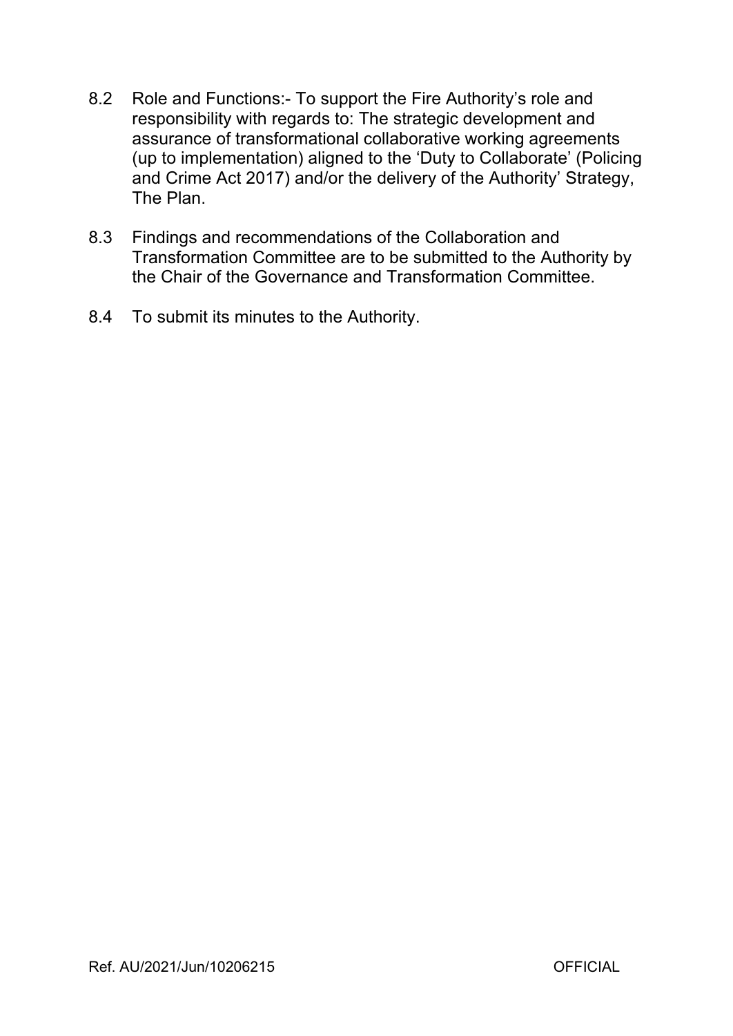8.2 Role and Functions:- To support the Fire Authority's role and responsibility with regards to: The strategic development and assurance of transformational collaborative working agreements (up to implementation) aligned to the 'Duty to Collaborate' (Policing and Crime Act 2017) and/or the delivery of the Authority' Strategy, The Plan.

8.3 Findings and recommendations of the Collaboration and Transformation Committee are to be submitted to the Authority by the Chair of the Governance and Transformation Committee.

8.4 To submit its minutes to the Authority.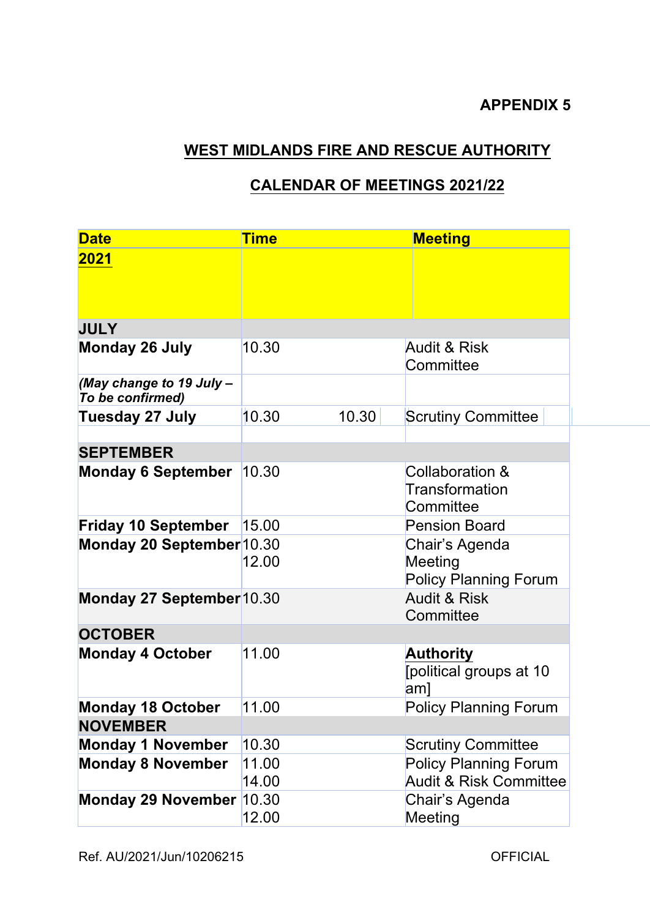**APPENDIX 5**

## WEST MIDLANDS FIRE AND RESCUE AUTHORITY

## CALENDAR OF MEETINGS 2021/22

| Date | Time | Meeting |
|---|---|---|
| **2021** | | |
| **JULY** | | |
| **Monday 26 July** | 10.30 | Audit & Risk Committee |
| ***(May change to 19 July – To be confirmed)*** | | |
| **Tuesday 27 July** | 10.30 10.30 | Scrutiny Committee |
| | | |
| **SEPTEMBER** | | |
| **Monday 6 September** | 10.30 | Collaboration & Transformation Committee |
| **Friday 10 September** | 15.00 | Pension Board |
| **Monday 20 September** | 10.30<br>12.00 | Chair's Agenda Meeting<br>Policy Planning Forum |
| **Monday 27 September** | 10.30 | Audit & Risk Committee |
| **OCTOBER** | | |
| **Monday 4 October** | 11.00 | **Authority**<br>[political groups at 10 am] |
| **Monday 18 October** | 11.00 | Policy Planning Forum |
| **NOVEMBER** | | |
| **Monday 1 November** | 10.30 | Scrutiny Committee |
| **Monday 8 November** | 11.00<br>14.00 | Policy Planning Forum<br>Audit & Risk Committee |
| **Monday 29 November** | 10.30<br>12.00 | Chair's Agenda Meeting |

Ref. AU/2021/Jun/10206215 OFFICIAL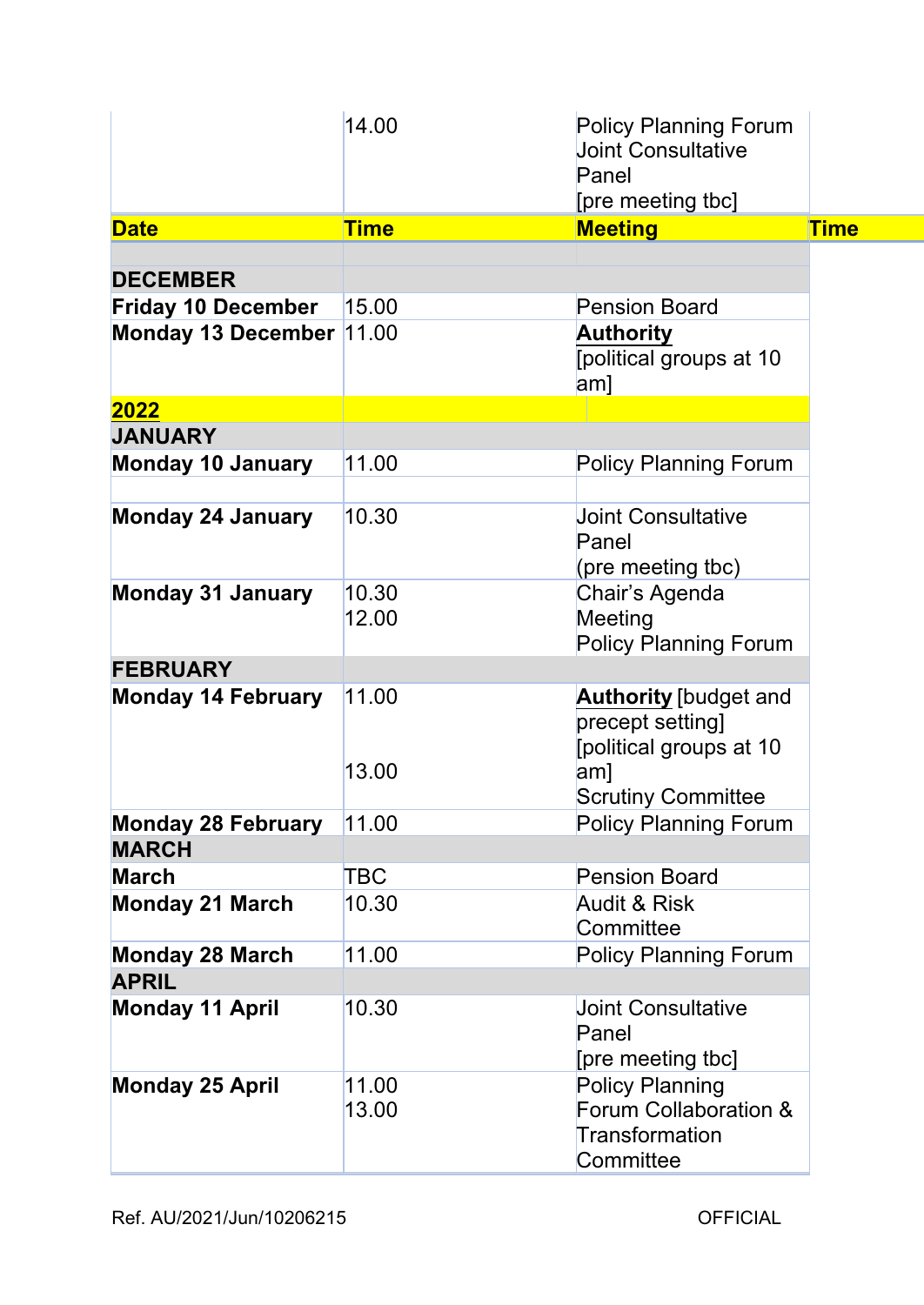| | 14.00 | Policy Planning Forum Joint Consultative Panel [pre meeting tbc] | |
|---|---|---|---|
| **Date** | **Time** | **Meeting** | **Time** |
| | | | |
| **DECEMBER** | | | |
| **Friday 10 December** | 15.00 | Pension Board | |
| **Monday 13 December** | 11.00 | **Authority** [political groups at 10 am] | |
| **2022** | | | |
| **JANUARY** | | | |
| **Monday 10 January** | 11.00 | Policy Planning Forum | |
| | | | |
| **Monday 24 January** | 10.30 | Joint Consultative Panel (pre meeting tbc) | |
| **Monday 31 January** | 10.30<br>12.00 | Chair's Agenda Meeting<br>Policy Planning Forum | |
| **FEBRUARY** | | | |
| **Monday 14 February** | 11.00<br><br>13.00 | **Authority** [budget and precept setting] [political groups at 10 am]<br>Scrutiny Committee | |
| **Monday 28 February** | 11.00 | Policy Planning Forum | |
| **MARCH** | | | |
| **March** | TBC | Pension Board | |
| **Monday 21 March** | 10.30 | Audit & Risk Committee | |
| **Monday 28 March** | 11.00 | Policy Planning Forum | |
| **APRIL** | | | |
| **Monday 11 April** | 10.30 | Joint Consultative Panel [pre meeting tbc] | |
| **Monday 25 April** | 11.00<br>13.00 | Policy Planning Forum Collaboration & Transformation Committee | |

Ref. AU/2021/Jun/10206215 OFFICIAL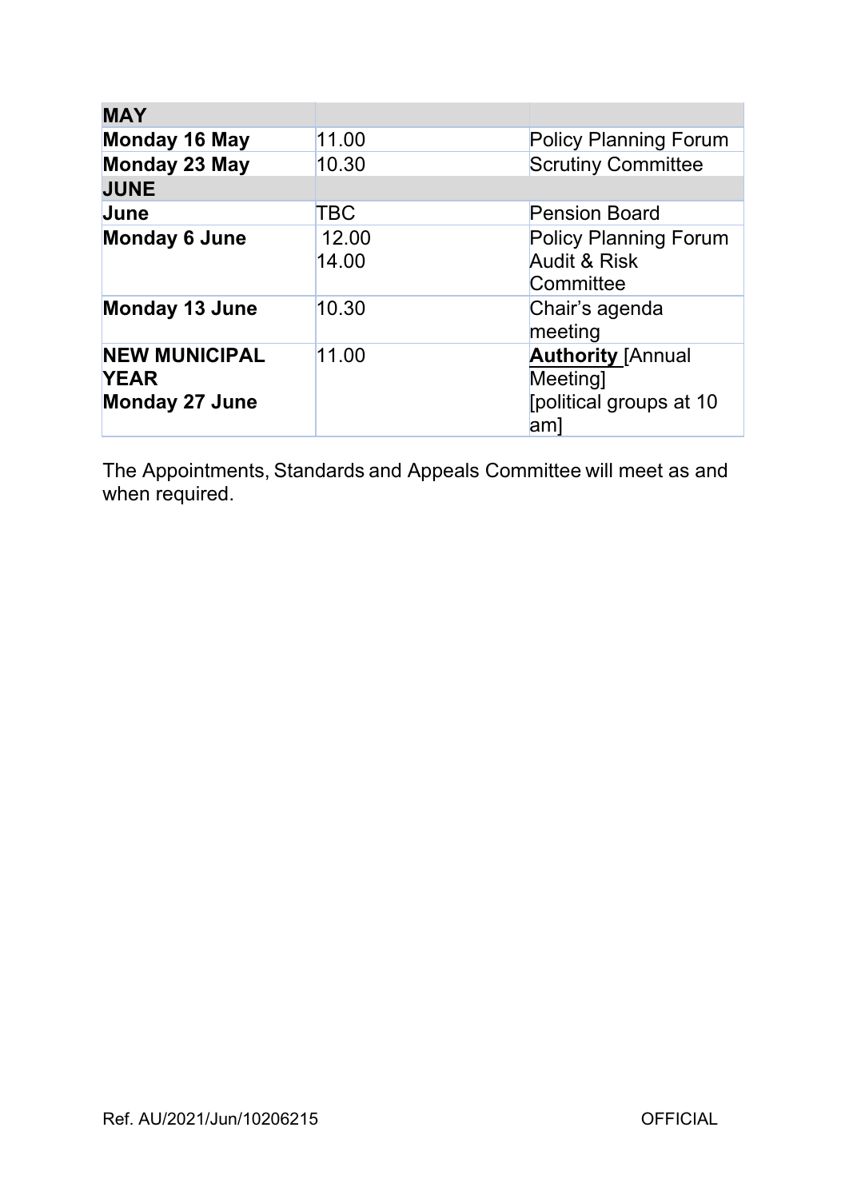| **MAY** | | |
|---|---|---|
| **Monday 16 May** | 11.00 | Policy Planning Forum |
| **Monday 23 May** | 10.30 | Scrutiny Committee |
| **JUNE** | | |
| **June** | TBC | Pension Board |
| **Monday 6 June** | 12.00<br>14.00 | Policy Planning Forum<br>Audit & Risk Committee |
| **Monday 13 June** | 10.30 | Chair's agenda meeting |
| **NEW MUNICIPAL YEAR**<br>**Monday 27 June** | 11.00 | **Authority** [Annual Meeting]<br>[political groups at 10 am] |

The Appointments, Standards and Appeals Committee will meet as and when required.

Ref. AU/2021/Jun/10206215 OFFICIAL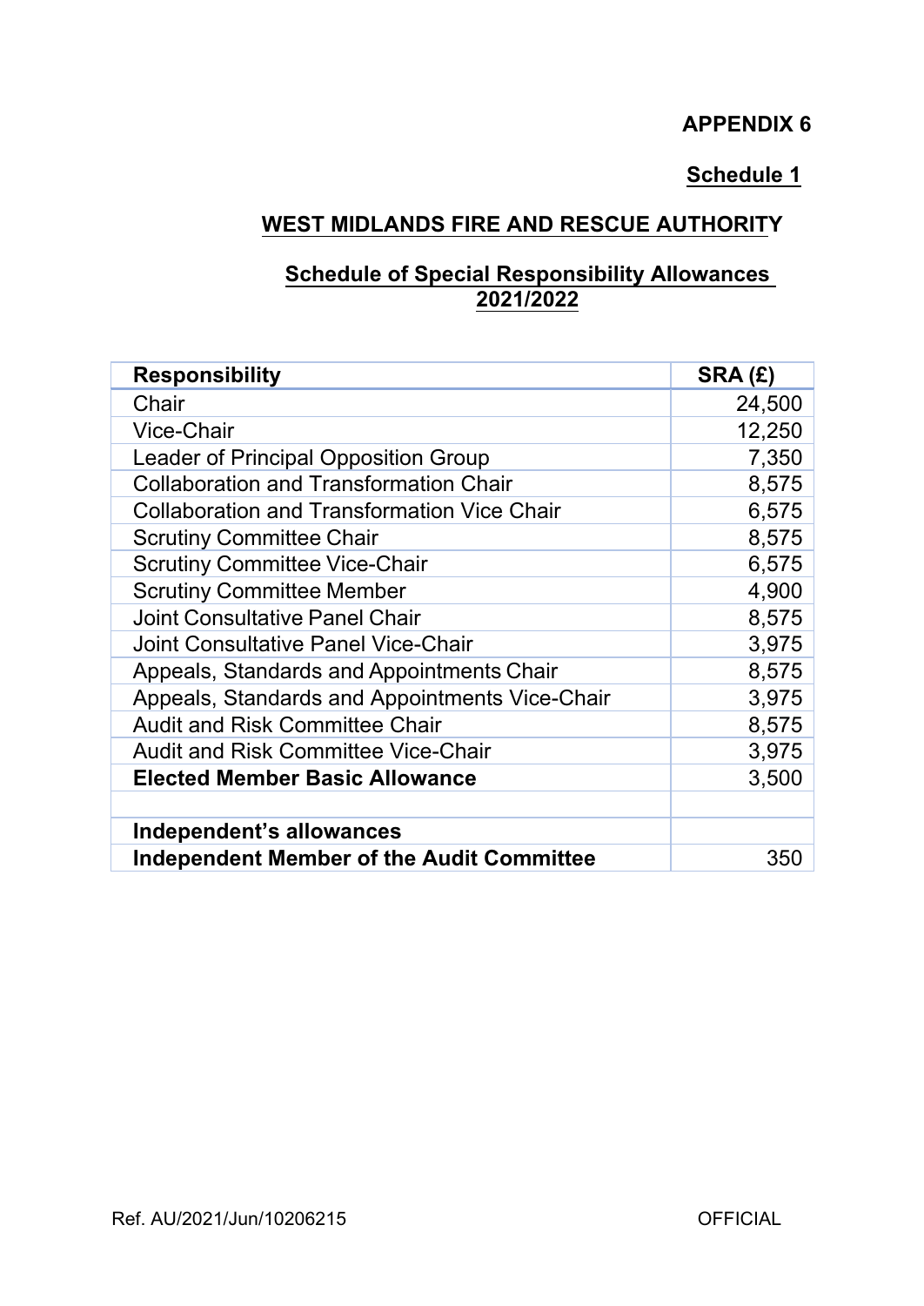**APPENDIX 6**

**Schedule 1**

## WEST MIDLANDS FIRE AND RESCUE AUTHORITY

### Schedule of Special Responsibility Allowances 2021/2022

| Responsibility | SRA (£) |
|---|---|
| Chair | 24,500 |
| Vice-Chair | 12,250 |
| Leader of Principal Opposition Group | 7,350 |
| Collaboration and Transformation Chair | 8,575 |
| Collaboration and Transformation Vice Chair | 6,575 |
| Scrutiny Committee Chair | 8,575 |
| Scrutiny Committee Vice-Chair | 6,575 |
| Scrutiny Committee Member | 4,900 |
| Joint Consultative Panel Chair | 8,575 |
| Joint Consultative Panel Vice-Chair | 3,975 |
| Appeals, Standards and Appointments Chair | 8,575 |
| Appeals, Standards and Appointments Vice-Chair | 3,975 |
| Audit and Risk Committee Chair | 8,575 |
| Audit and Risk Committee Vice-Chair | 3,975 |
| **Elected Member Basic Allowance** | 3,500 |
| | |
| **Independent's allowances** | |
| **Independent Member of the Audit Committee** | 350 |

Ref. AU/2021/Jun/10206215 OFFICIAL